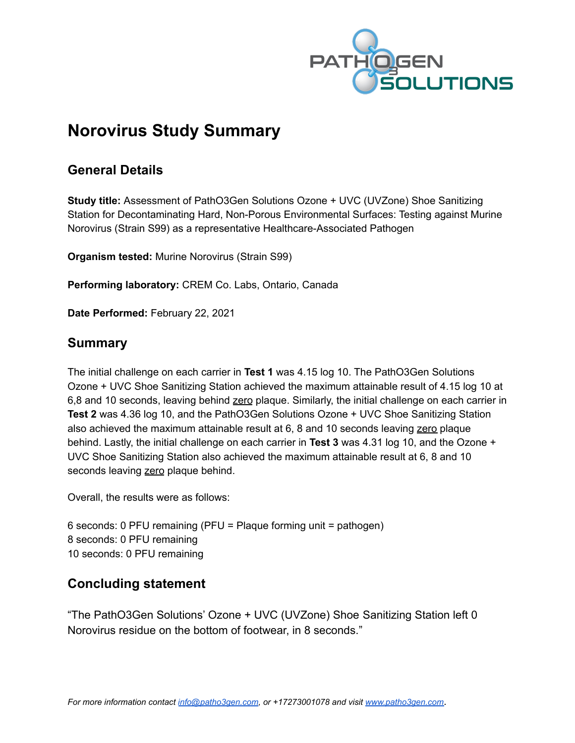# Norovirus Study Summary

## General Details

**Study title:** Assessment of PathO3Gen Solutions Ozone + UVC (UVZone) Shoe Sanitizing Station for Decontaminating Hard, Non-Porous Environmental Surfaces: Testing against Murine Norovirus (Strain S99) as a representative Healthcare-Associated Pathogen

**Organism tested:** Murine Norovirus (Strain S99)

**Performing laboratory:** CREM Co. Labs, Ontario, Canada

**Date Performed:** February 22, 2021

## Summary

The initial challenge on each carrier in **Test 1** was 4.15 log 10. The PathO3Gen Solutions Ozone + UVC Shoe Sanitizing Station achieved the maximum attainable result of 4.15 log 10 at 6,8 and 10 seconds, leaving behind <u>zero</u> plaque. Similarly, the initial challenge on each carrier in **Test 2** was 4.36 log 10, and the PathO3Gen Solutions Ozone + UVC Shoe Sanitizing Station also achieved the maximum attainable result at 6, 8 and 10 seconds leaving <u>zero</u> plaque behind. Lastly, the initial challenge on each carrier in **Test 3** was 4.31 log 10, and the Ozone + UVC Shoe Sanitizing Station also achieved the maximum attainable result at 6, 8 and 10 seconds leaving <u>zero</u> plaque behind.

Overall, the results were as follows:

6 seconds: 0 PFU remaining (PFU = Plaque forming unit = pathogen)
8 seconds: 0 PFU remaining
10 seconds: 0 PFU remaining

## Concluding statement

"The PathO3Gen Solutions' Ozone + UVC (UVZone) Shoe Sanitizing Station left 0 Norovirus residue on the bottom of footwear, in 8 seconds."

*For more information contact info@patho3gen.com, or +17273001078 and visit www.patho3gen.com.*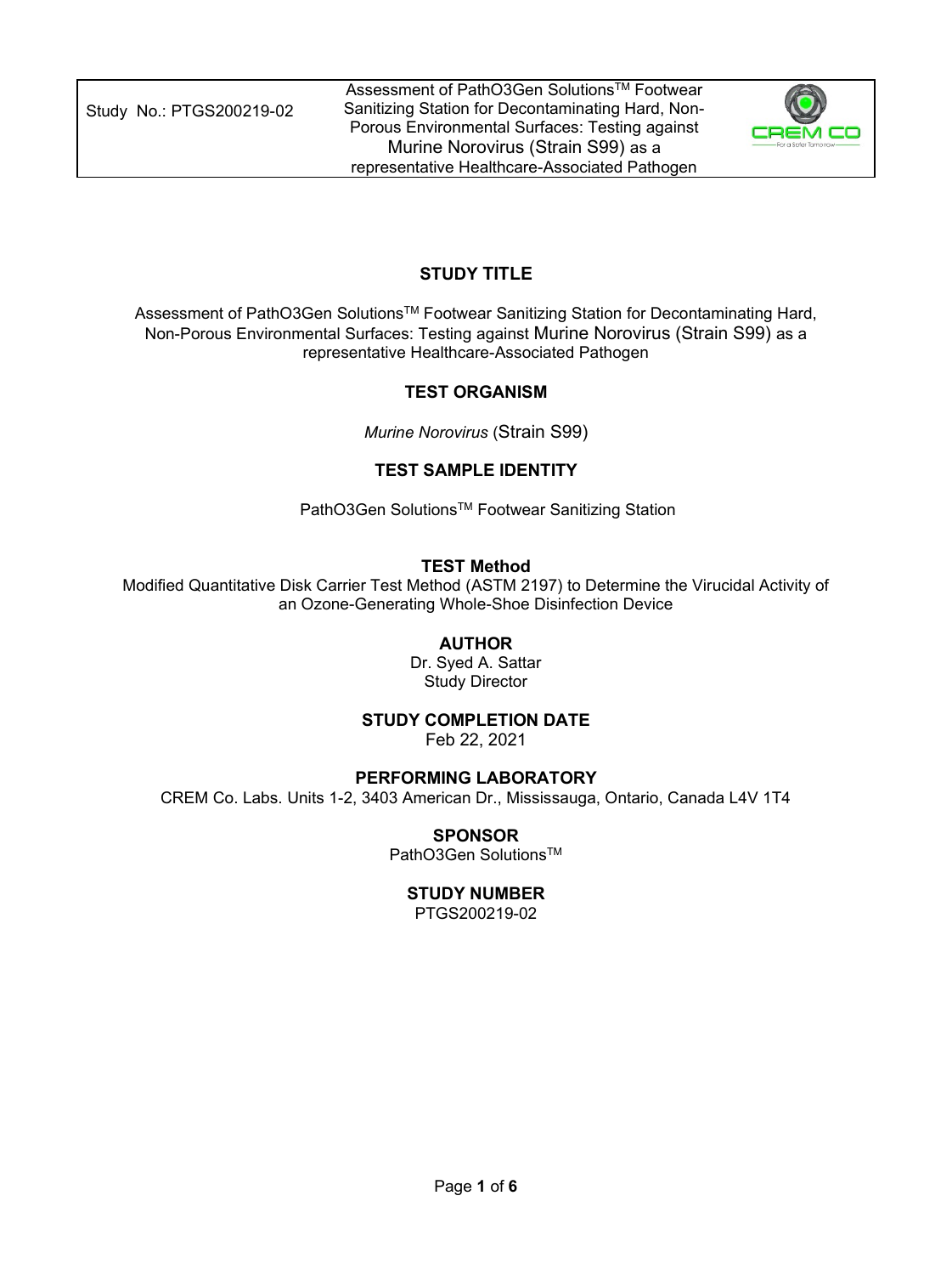## STUDY TITLE

Assessment of PathO3Gen Solutions™ Footwear Sanitizing Station for Decontaminating Hard, Non-Porous Environmental Surfaces: Testing against Murine Norovirus (Strain S99) as a representative Healthcare-Associated Pathogen

## TEST ORGANISM

*Murine Norovirus* (Strain S99)

## TEST SAMPLE IDENTITY

PathO3Gen Solutions™ Footwear Sanitizing Station

## TEST Method

Modified Quantitative Disk Carrier Test Method (ASTM 2197) to Determine the Virucidal Activity of an Ozone-Generating Whole-Shoe Disinfection Device

## AUTHOR

Dr. Syed A. Sattar
Study Director

## STUDY COMPLETION DATE

Feb 22, 2021

## PERFORMING LABORATORY

CREM Co. Labs. Units 1-2, 3403 American Dr., Mississauga, Ontario, Canada L4V 1T4

## SPONSOR

PathO3Gen Solutions™

## STUDY NUMBER

PTGS200219-02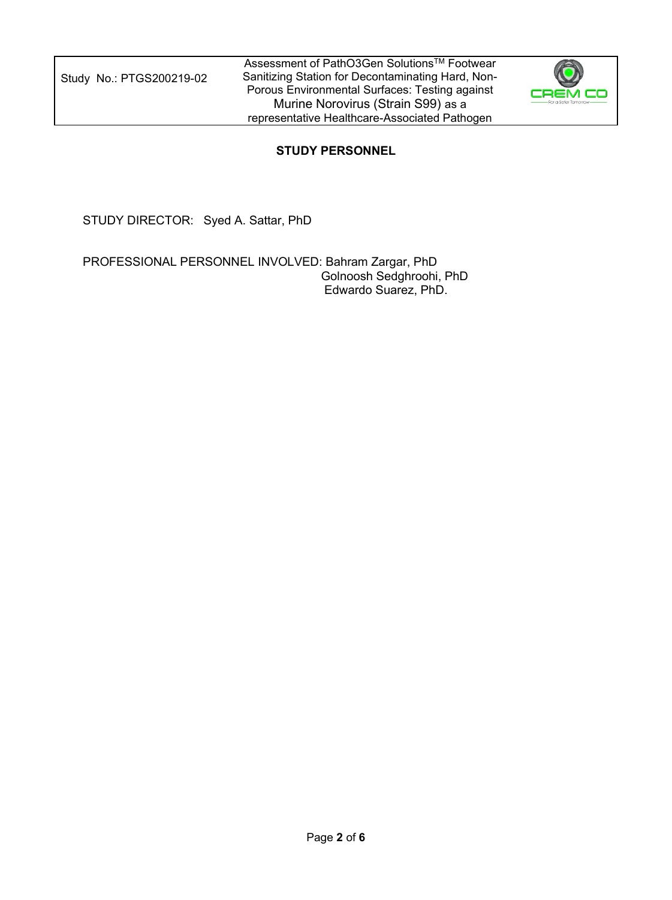## STUDY PERSONNEL

STUDY DIRECTOR: Syed A. Sattar, PhD

PROFESSIONAL PERSONNEL INVOLVED: Bahram Zargar, PhD
Golnoosh Sedghroohi, PhD
Edwardo Suarez, PhD.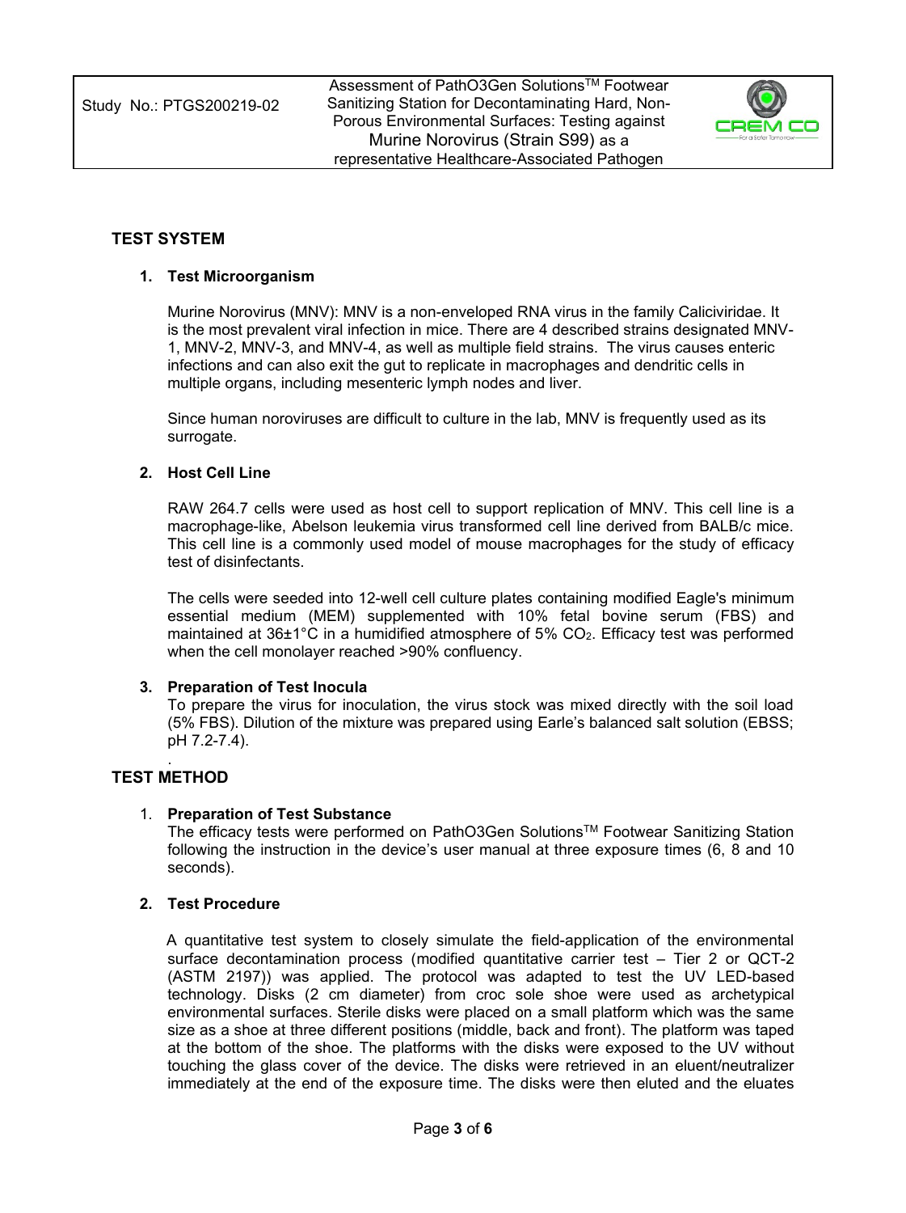## TEST SYSTEM

### 1. Test Microorganism

Murine Norovirus (MNV): MNV is a non-enveloped RNA virus in the family Caliciviridae. It is the most prevalent viral infection in mice. There are 4 described strains designated MNV-1, MNV-2, MNV-3, and MNV-4, as well as multiple field strains. The virus causes enteric infections and can also exit the gut to replicate in macrophages and dendritic cells in multiple organs, including mesenteric lymph nodes and liver.

Since human noroviruses are difficult to culture in the lab, MNV is frequently used as its surrogate.

### 2. Host Cell Line

RAW 264.7 cells were used as host cell to support replication of MNV. This cell line is a macrophage-like, Abelson leukemia virus transformed cell line derived from BALB/c mice. This cell line is a commonly used model of mouse macrophages for the study of efficacy test of disinfectants.

The cells were seeded into 12-well cell culture plates containing modified Eagle's minimum essential medium (MEM) supplemented with 10% fetal bovine serum (FBS) and maintained at 36±1°C in a humidified atmosphere of 5% $CO_2$. Efficacy test was performed when the cell monolayer reached >90% confluency.

### 3. Preparation of Test Inocula

To prepare the virus for inoculation, the virus stock was mixed directly with the soil load (5% FBS). Dilution of the mixture was prepared using Earle's balanced salt solution (EBSS; pH 7.2-7.4).

.

## TEST METHOD

### 1. Preparation of Test Substance

The efficacy tests were performed on PathO3Gen Solutions™ Footwear Sanitizing Station following the instruction in the device's user manual at three exposure times (6, 8 and 10 seconds).

### 2. Test Procedure

A quantitative test system to closely simulate the field-application of the environmental surface decontamination process (modified quantitative carrier test – Tier 2 or QCT-2 (ASTM 2197)) was applied. The protocol was adapted to test the UV LED-based technology. Disks (2 cm diameter) from croc sole shoe were used as archetypical environmental surfaces. Sterile disks were placed on a small platform which was the same size as a shoe at three different positions (middle, back and front). The platform was taped at the bottom of the shoe. The platforms with the disks were exposed to the UV without touching the glass cover of the device. The disks were retrieved in an eluent/neutralizer immediately at the end of the exposure time. The disks were then eluted and the eluates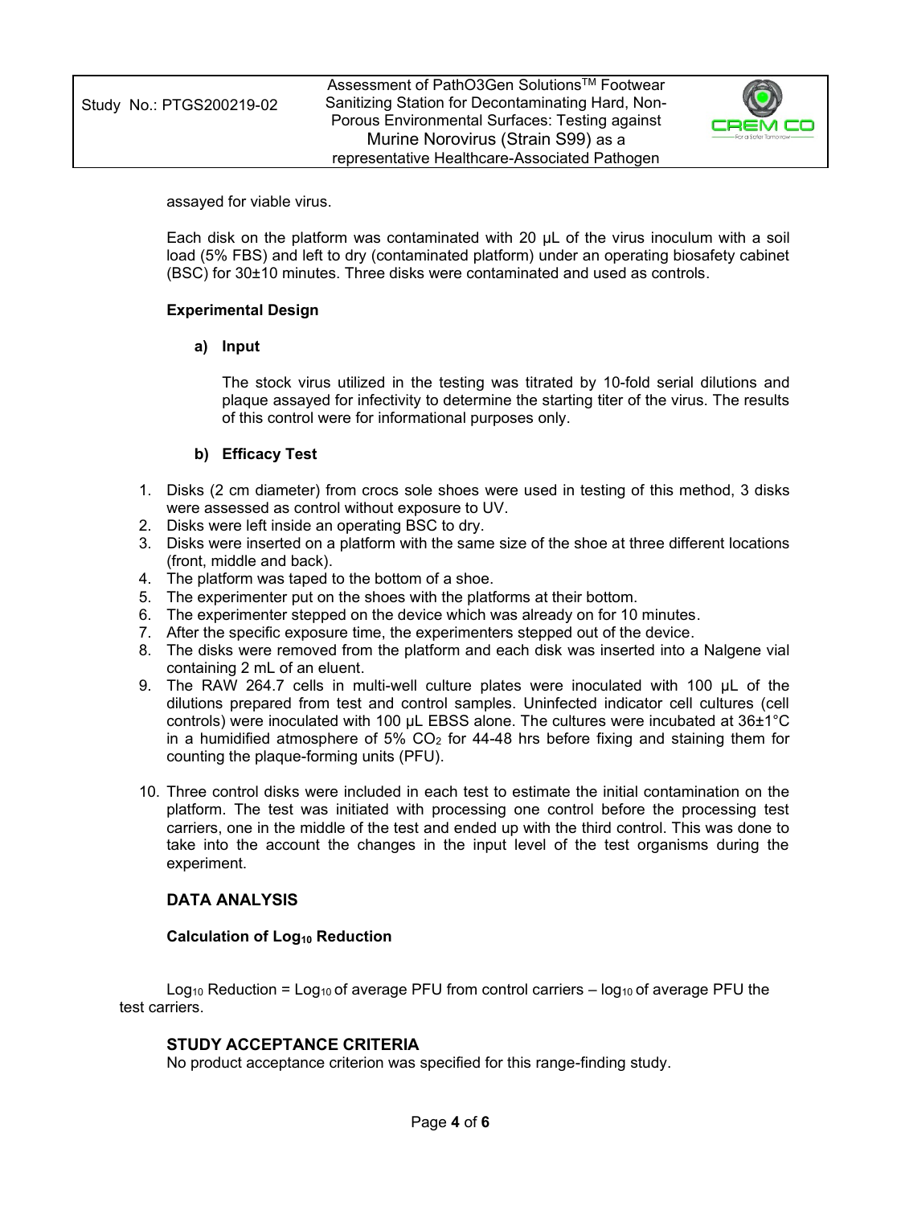assayed for viable virus.

Each disk on the platform was contaminated with 20 µL of the virus inoculum with a soil load (5% FBS) and left to dry (contaminated platform) under an operating biosafety cabinet (BSC) for 30±10 minutes. Three disks were contaminated and used as controls.

**Experimental Design**

**a) Input**

The stock virus utilized in the testing was titrated by 10-fold serial dilutions and plaque assayed for infectivity to determine the starting titer of the virus. The results of this control were for informational purposes only.

**b) Efficacy Test**

1. Disks (2 cm diameter) from crocs sole shoes were used in testing of this method, 3 disks were assessed as control without exposure to UV.
2. Disks were left inside an operating BSC to dry.
3. Disks were inserted on a platform with the same size of the shoe at three different locations (front, middle and back).
4. The platform was taped to the bottom of a shoe.
5. The experimenter put on the shoes with the platforms at their bottom.
6. The experimenter stepped on the device which was already on for 10 minutes.
7. After the specific exposure time, the experimenters stepped out of the device.
8. The disks were removed from the platform and each disk was inserted into a Nalgene vial containing 2 mL of an eluent.
9. The RAW 264.7 cells in multi-well culture plates were inoculated with 100 µL of the dilutions prepared from test and control samples. Uninfected indicator cell cultures (cell controls) were inoculated with 100 µL EBSS alone. The cultures were incubated at 36±1°C in a humidified atmosphere of 5% $CO_2$ for 44-48 hrs before fixing and staining them for counting the plaque-forming units (PFU).
10. Three control disks were included in each test to estimate the initial contamination on the platform. The test was initiated with processing one control before the processing test carriers, one in the middle of the test and ended up with the third control. This was done to take into the account the changes in the input level of the test organisms during the experiment.

## DATA ANALYSIS

### Calculation of $Log_{10}$ Reduction

$Log_{10}$ Reduction = $Log_{10}$ of average PFU from control carriers – $log_{10}$ of average PFU the test carriers.

## STUDY ACCEPTANCE CRITERIA

No product acceptance criterion was specified for this range-finding study.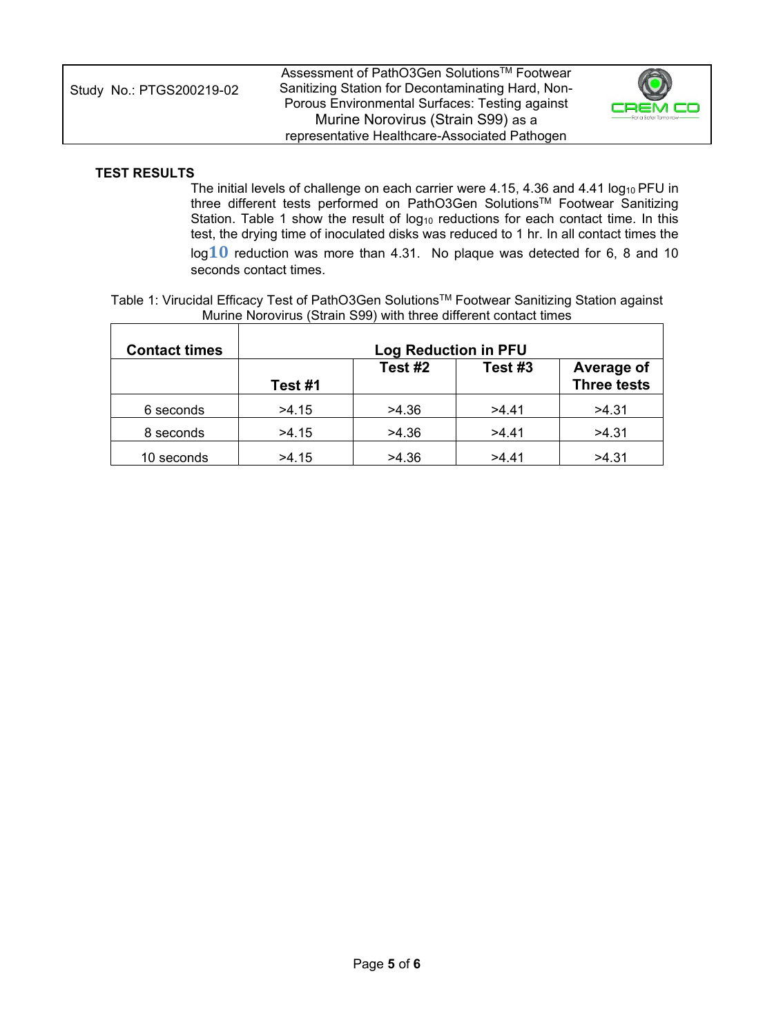**TEST RESULTS**

The initial levels of challenge on each carrier were 4.15, 4.36 and 4.41 $\log_{10}$ PFU in three different tests performed on PathO3Gen Solutions™ Footwear Sanitizing Station. Table 1 show the result of $\log_{10}$ reductions for each contact time. In this test, the drying time of inoculated disks was reduced to 1 hr. In all contact times the $\log_{10}$ reduction was more than 4.31. No plaque was detected for 6, 8 and 10 seconds contact times.

Table 1: Virucidal Efficacy Test of PathO3Gen Solutions™ Footwear Sanitizing Station against Murine Norovirus (Strain S99) with three different contact times

| **Contact times** | **Log Reduction in PFU** | | | |
|---|---|---|---|---|
| | **Test #1** | **Test #2** | **Test #3** | **Average of Three tests** |
| 6 seconds | >4.15 | >4.36 | >4.41 | >4.31 |
| 8 seconds | >4.15 | >4.36 | >4.41 | >4.31 |
| 10 seconds | >4.15 | >4.36 | >4.41 | >4.31 |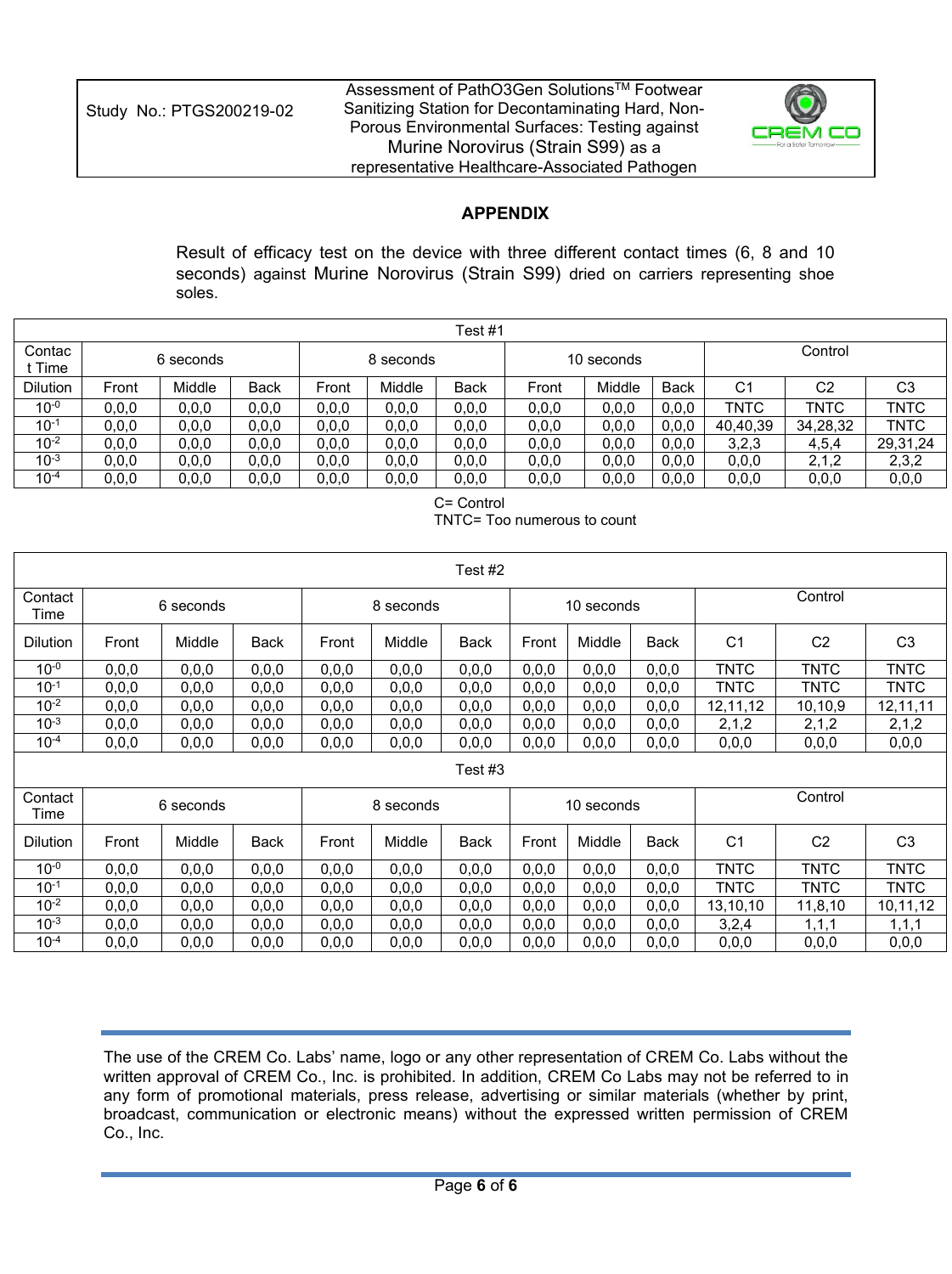## APPENDIX

Result of efficacy test on the device with three different contact times (6, 8 and 10 seconds) against Murine Norovirus (Strain S99) dried on carriers representing shoe soles.

| Test #1 | | | | | | | | | | | | |
|---|---|---|---|---|---|---|---|---|---|---|---|---|
| Contact Time | 6 seconds | | | 8 seconds | | | 10 seconds | | | Control | | |
| Dilution | Front | Middle | Back | Front | Middle | Back | Front | Middle | Back | C1 | C2 | C3 |
| $10^{-0}$ | 0,0,0 | 0,0,0 | 0,0,0 | 0,0,0 | 0,0,0 | 0,0,0 | 0,0,0 | 0,0,0 | 0,0,0 | TNTC | TNTC | TNTC |
| $10^{-1}$ | 0,0,0 | 0,0,0 | 0,0,0 | 0,0,0 | 0,0,0 | 0,0,0 | 0,0,0 | 0,0,0 | 0,0,0 | 40,40,39 | 34,28,32 | TNTC |
| $10^{-2}$ | 0,0,0 | 0,0,0 | 0,0,0 | 0,0,0 | 0,0,0 | 0,0,0 | 0,0,0 | 0,0,0 | 0,0,0 | 3,2,3 | 4,5,4 | 29,31,24 |
| $10^{-3}$ | 0,0,0 | 0,0,0 | 0,0,0 | 0,0,0 | 0,0,0 | 0,0,0 | 0,0,0 | 0,0,0 | 0,0,0 | 0,0,0 | 2,1,2 | 2,3,2 |
| $10^{-4}$ | 0,0,0 | 0,0,0 | 0,0,0 | 0,0,0 | 0,0,0 | 0,0,0 | 0,0,0 | 0,0,0 | 0,0,0 | 0,0,0 | 0,0,0 | 0,0,0 |

C= Control
TNTC= Too numerous to count

| Test #2 | | | | | | | | | | | | |
|---|---|---|---|---|---|---|---|---|---|---|---|---|
| Contact Time | 6 seconds | | | 8 seconds | | | 10 seconds | | | Control | | |
| Dilution | Front | Middle | Back | Front | Middle | Back | Front | Middle | Back | C1 | C2 | C3 |
| $10^{-0}$ | 0,0,0 | 0,0,0 | 0,0,0 | 0,0,0 | 0,0,0 | 0,0,0 | 0,0,0 | 0,0,0 | 0,0,0 | TNTC | TNTC | TNTC |
| $10^{-1}$ | 0,0,0 | 0,0,0 | 0,0,0 | 0,0,0 | 0,0,0 | 0,0,0 | 0,0,0 | 0,0,0 | 0,0,0 | TNTC | TNTC | TNTC |
| $10^{-2}$ | 0,0,0 | 0,0,0 | 0,0,0 | 0,0,0 | 0,0,0 | 0,0,0 | 0,0,0 | 0,0,0 | 0,0,0 | 12,11,12 | 10,10,9 | 12,11,11 |
| $10^{-3}$ | 0,0,0 | 0,0,0 | 0,0,0 | 0,0,0 | 0,0,0 | 0,0,0 | 0,0,0 | 0,0,0 | 0,0,0 | 2,1,2 | 2,1,2 | 2,1,2 |
| $10^{-4}$ | 0,0,0 | 0,0,0 | 0,0,0 | 0,0,0 | 0,0,0 | 0,0,0 | 0,0,0 | 0,0,0 | 0,0,0 | 0,0,0 | 0,0,0 | 0,0,0 |

| Test #3 | | | | | | | | | | | | |
|---|---|---|---|---|---|---|---|---|---|---|---|---|
| Contact Time | 6 seconds | | | 8 seconds | | | 10 seconds | | | Control | | |
| Dilution | Front | Middle | Back | Front | Middle | Back | Front | Middle | Back | C1 | C2 | C3 |
| $10^{-0}$ | 0,0,0 | 0,0,0 | 0,0,0 | 0,0,0 | 0,0,0 | 0,0,0 | 0,0,0 | 0,0,0 | 0,0,0 | TNTC | TNTC | TNTC |
| $10^{-1}$ | 0,0,0 | 0,0,0 | 0,0,0 | 0,0,0 | 0,0,0 | 0,0,0 | 0,0,0 | 0,0,0 | 0,0,0 | TNTC | TNTC | TNTC |
| $10^{-2}$ | 0,0,0 | 0,0,0 | 0,0,0 | 0,0,0 | 0,0,0 | 0,0,0 | 0,0,0 | 0,0,0 | 0,0,0 | 13,10,10 | 11,8,10 | 10,11,12 |
| $10^{-3}$ | 0,0,0 | 0,0,0 | 0,0,0 | 0,0,0 | 0,0,0 | 0,0,0 | 0,0,0 | 0,0,0 | 0,0,0 | 3,2,4 | 1,1,1 | 1,1,1 |
| $10^{-4}$ | 0,0,0 | 0,0,0 | 0,0,0 | 0,0,0 | 0,0,0 | 0,0,0 | 0,0,0 | 0,0,0 | 0,0,0 | 0,0,0 | 0,0,0 | 0,0,0 |

The use of the CREM Co. Labs' name, logo or any other representation of CREM Co. Labs without the written approval of CREM Co., Inc. is prohibited. In addition, CREM Co Labs may not be referred to in any form of promotional materials, press release, advertising or similar materials (whether by print, broadcast, communication or electronic means) without the expressed written permission of CREM Co., Inc.